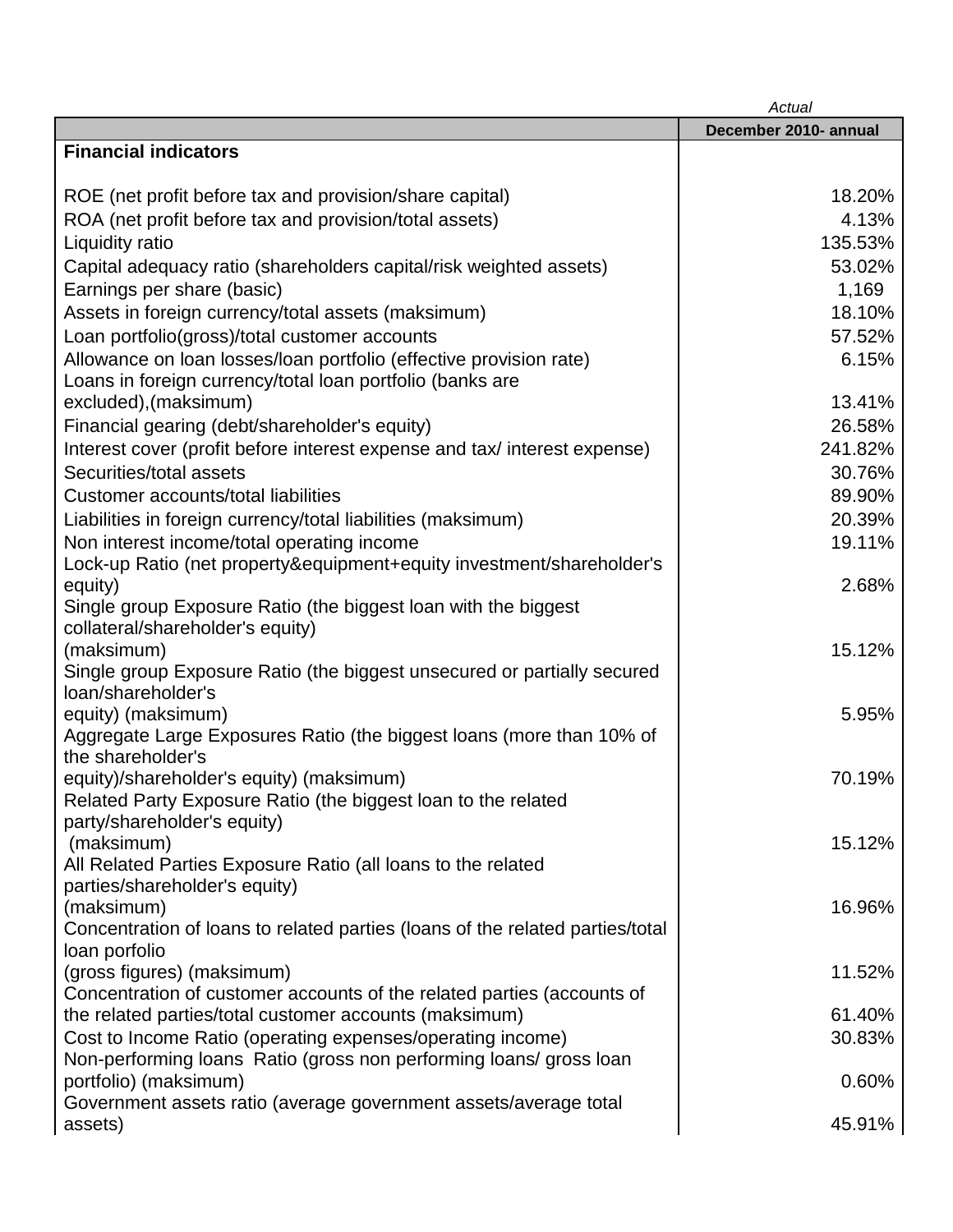| | Actual |
|---|---|
| | **December 2010- annual** |
| **Financial indicators** | |
| ROE (net profit before tax and provision/share capital) | 18.20% |
| ROA (net profit before tax and provision/total assets) | 4.13% |
| Liquidity ratio | 135.53% |
| Capital adequacy ratio (shareholders capital/risk weighted assets) | 53.02% |
| Earnings per share (basic) | 1,169 |
| Assets in foreign currency/total assets (maksimum) | 18.10% |
| Loan portfolio(gross)/total customer accounts | 57.52% |
| Allowance on loan losses/loan portfolio (effective provision rate) | 6.15% |
| Loans in foreign currency/total loan portfolio (banks are excluded),(maksimum) | 13.41% |
| Financial gearing (debt/shareholder's equity) | 26.58% |
| Interest cover (profit before interest expense and tax/ interest expense) | 241.82% |
| Securities/total assets | 30.76% |
| Customer accounts/total liabilities | 89.90% |
| Liabilities in foreign currency/total liabilities (maksimum) | 20.39% |
| Non interest income/total operating income | 19.11% |
| Lock-up Ratio (net property&equipment+equity investment/shareholder's equity) | 2.68% |
| Single group Exposure Ratio (the biggest loan with the biggest collateral/shareholder's equity) (maksimum) | 15.12% |
| Single group Exposure Ratio (the biggest unsecured or partially secured loan/shareholder's equity) (maksimum) | 5.95% |
| Aggregate Large Exposures Ratio (the biggest loans (more than 10% of the shareholder's equity)/shareholder's equity) (maksimum) | 70.19% |
| Related Party Exposure Ratio (the biggest loan to the related party/shareholder's equity) (maksimum) | 15.12% |
| All Related Parties Exposure Ratio (all loans to the related parties/shareholder's equity) (maksimum) | 16.96% |
| Concentration of loans to related parties (loans of the related parties/total loan porfolio (gross figures) (maksimum) | 11.52% |
| Concentration of customer accounts of the related parties (accounts of the related parties/total customer accounts (maksimum) | 61.40% |
| Cost to Income Ratio (operating expenses/operating income) | 30.83% |
| Non-performing loans Ratio (gross non performing loans/ gross loan portfolio) (maksimum) | 0.60% |
| Government assets ratio (average government assets/average total assets) | 45.91% |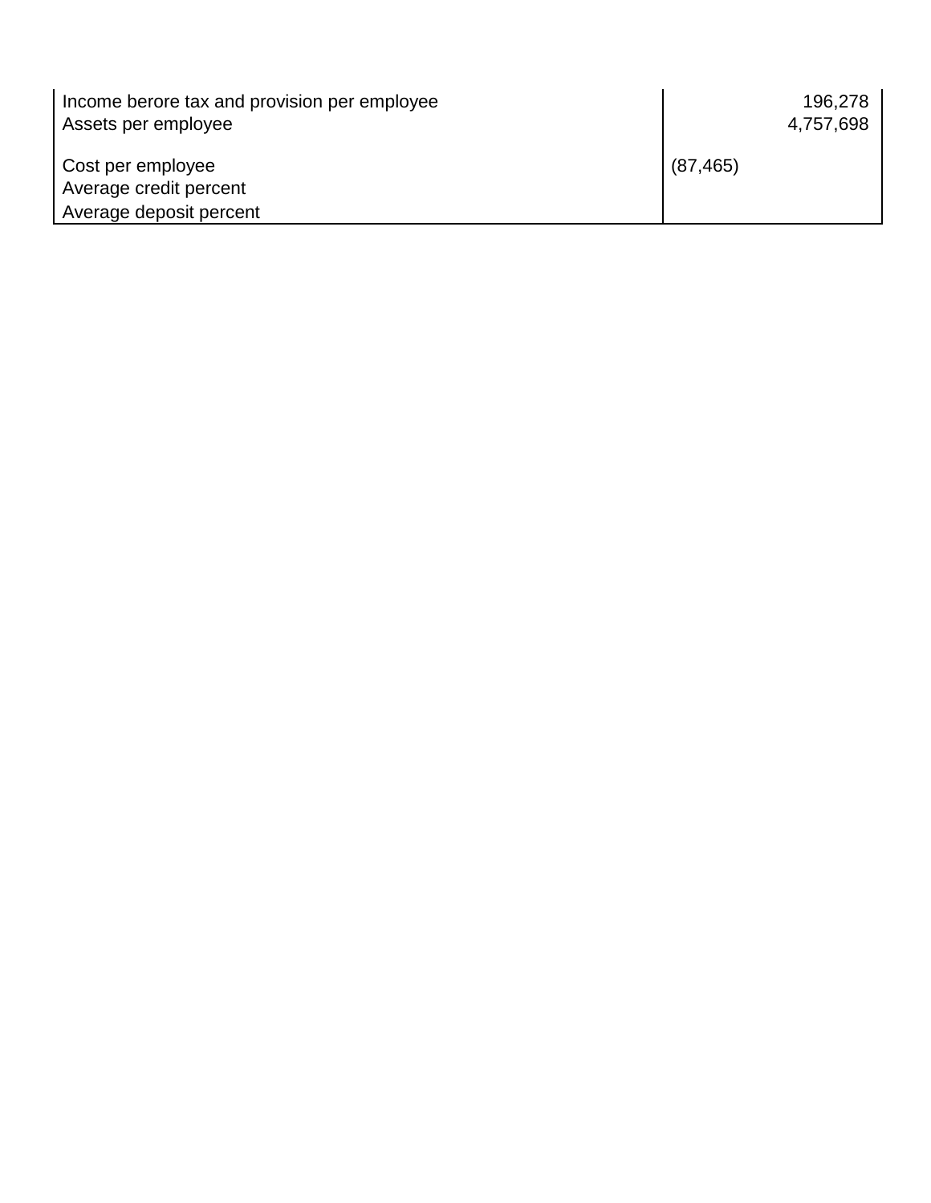| | |
|---|---|
| Income berore tax and provision per employee | 196,278 |
| Assets per employee | 4,757,698 |
| Cost per employee | (87,465) |
| Average credit percent | |
| Average deposit percent | |